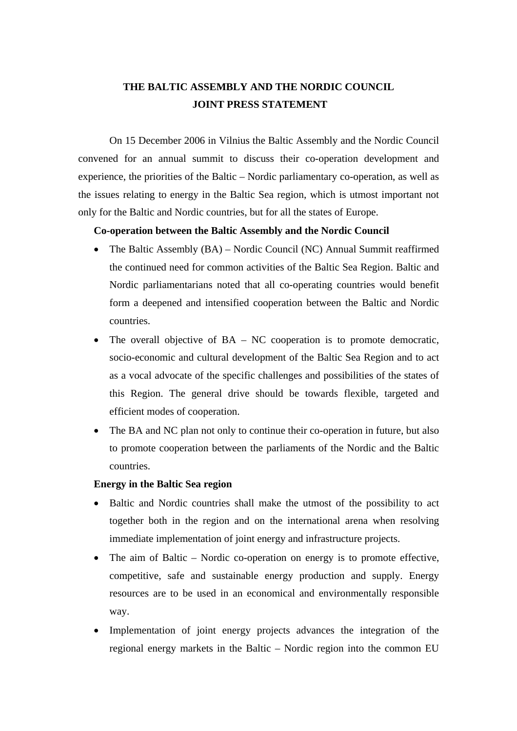# THE BALTIC ASSEMBLY AND THE NORDIC COUNCIL
# JOINT PRESS STATEMENT

On 15 December 2006 in Vilnius the Baltic Assembly and the Nordic Council convened for an annual summit to discuss their co-operation development and experience, the priorities of the Baltic – Nordic parliamentary co-operation, as well as the issues relating to energy in the Baltic Sea region, which is utmost important not only for the Baltic and Nordic countries, but for all the states of Europe.

**Co-operation between the Baltic Assembly and the Nordic Council**

- The Baltic Assembly (BA) – Nordic Council (NC) Annual Summit reaffirmed the continued need for common activities of the Baltic Sea Region. Baltic and Nordic parliamentarians noted that all co-operating countries would benefit form a deepened and intensified cooperation between the Baltic and Nordic countries.
- The overall objective of BA – NC cooperation is to promote democratic, socio-economic and cultural development of the Baltic Sea Region and to act as a vocal advocate of the specific challenges and possibilities of the states of this Region. The general drive should be towards flexible, targeted and efficient modes of cooperation.
- The BA and NC plan not only to continue their co-operation in future, but also to promote cooperation between the parliaments of the Nordic and the Baltic countries.

**Energy in the Baltic Sea region**

- Baltic and Nordic countries shall make the utmost of the possibility to act together both in the region and on the international arena when resolving immediate implementation of joint energy and infrastructure projects.
- The aim of Baltic – Nordic co-operation on energy is to promote effective, competitive, safe and sustainable energy production and supply. Energy resources are to be used in an economical and environmentally responsible way.
- Implementation of joint energy projects advances the integration of the regional energy markets in the Baltic – Nordic region into the common EU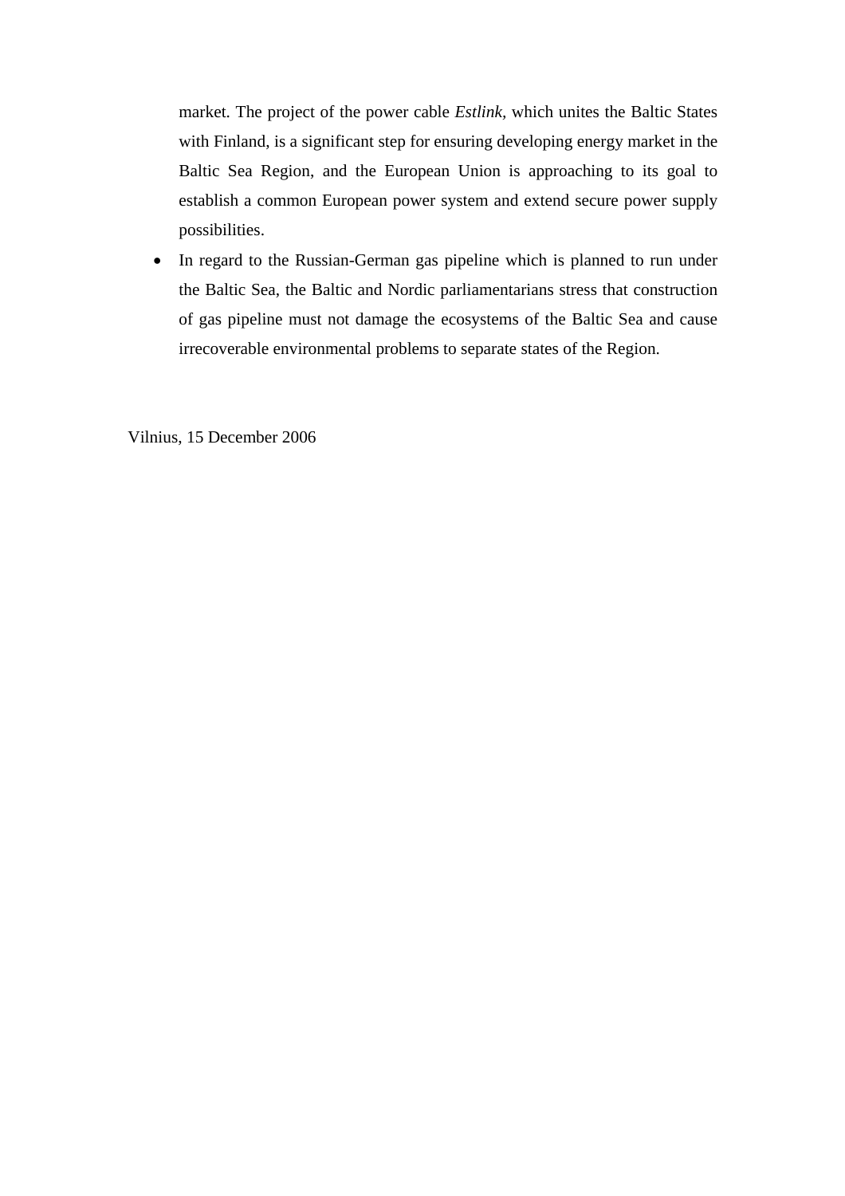market. The project of the power cable *Estlink*, which unites the Baltic States with Finland, is a significant step for ensuring developing energy market in the Baltic Sea Region, and the European Union is approaching to its goal to establish a common European power system and extend secure power supply possibilities.

- In regard to the Russian-German gas pipeline which is planned to run under the Baltic Sea, the Baltic and Nordic parliamentarians stress that construction of gas pipeline must not damage the ecosystems of the Baltic Sea and cause irrecoverable environmental problems to separate states of the Region.

Vilnius, 15 December 2006